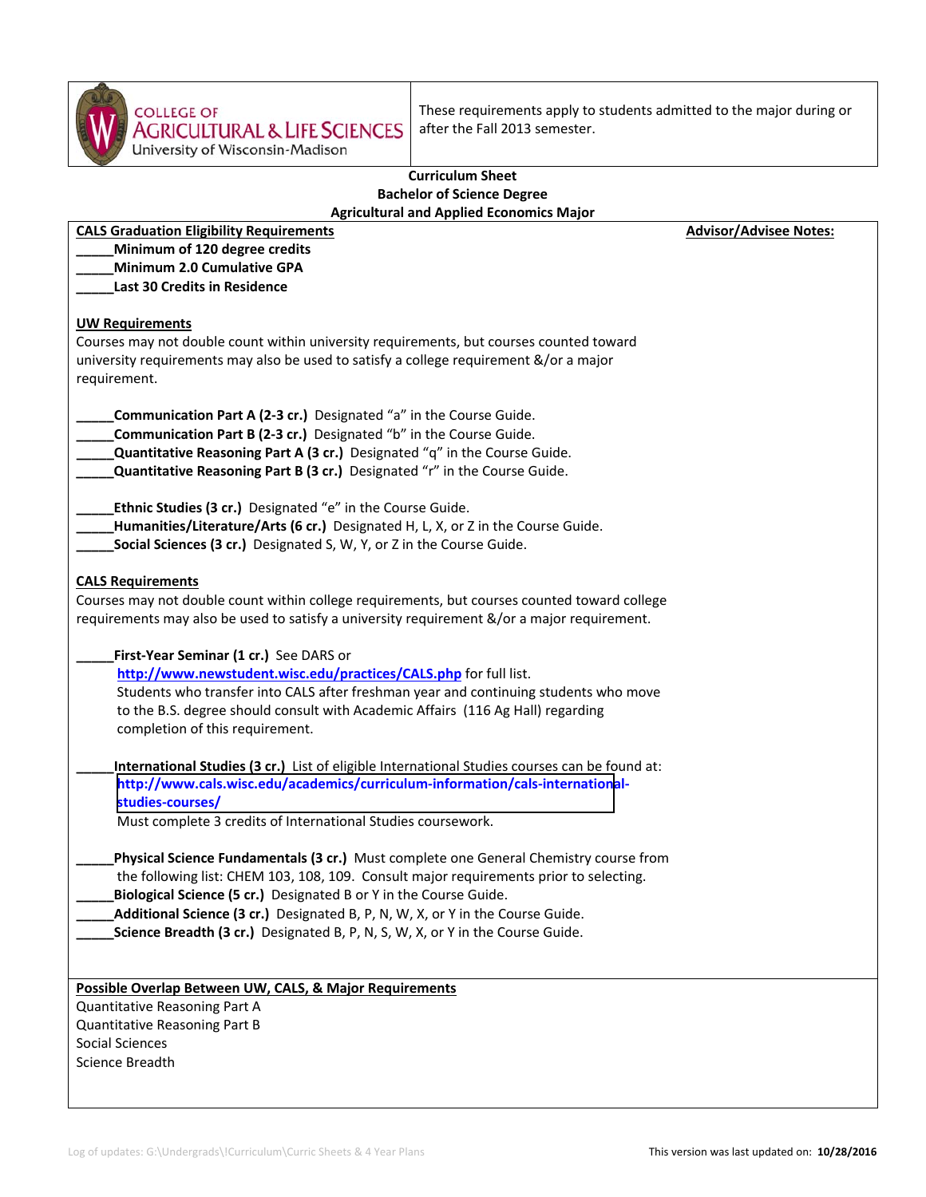COLLEGE OF AGRICULTURAL & LIFE SCIENCES
University of Wisconsin-Madison

These requirements apply to students admitted to the major during or after the Fall 2013 semester.

**Curriculum Sheet**
**Bachelor of Science Degree**
**Agricultural and Applied Economics Major**

**CALS Graduation Eligibility Requirements**

**Advisor/Advisee Notes:**

_____**Minimum of 120 degree credits**
_____**Minimum 2.0 Cumulative GPA**
_____**Last 30 Credits in Residence**

**UW Requirements**

Courses may not double count within university requirements, but courses counted toward university requirements may also be used to satisfy a college requirement &/or a major requirement.

_____**Communication Part A (2-3 cr.)** Designated "a" in the Course Guide.
_____**Communication Part B (2-3 cr.)** Designated "b" in the Course Guide.
_____**Quantitative Reasoning Part A (3 cr.)** Designated "q" in the Course Guide.
_____**Quantitative Reasoning Part B (3 cr.)** Designated "r" in the Course Guide.

_____**Ethnic Studies (3 cr.)** Designated "e" in the Course Guide.
_____**Humanities/Literature/Arts (6 cr.)** Designated H, L, X, or Z in the Course Guide.
_____**Social Sciences (3 cr.)** Designated S, W, Y, or Z in the Course Guide.

**CALS Requirements**

Courses may not double count within college requirements, but courses counted toward college requirements may also be used to satisfy a university requirement &/or a major requirement.

_____**First-Year Seminar (1 cr.)** See DARS or http://www.newstudent.wisc.edu/practices/CALS.php for full list.
Students who transfer into CALS after freshman year and continuing students who move to the B.S. degree should consult with Academic Affairs (116 Ag Hall) regarding completion of this requirement.

_____**International Studies (3 cr.)** List of eligible International Studies courses can be found at: http://www.cals.wisc.edu/academics/curriculum-information/cals-international-studies-courses/
Must complete 3 credits of International Studies coursework.

_____**Physical Science Fundamentals (3 cr.)** Must complete one General Chemistry course from the following list: CHEM 103, 108, 109. Consult major requirements prior to selecting.
_____**Biological Science (5 cr.)** Designated B or Y in the Course Guide.
_____**Additional Science (3 cr.)** Designated B, P, N, W, X, or Y in the Course Guide.
_____**Science Breadth (3 cr.)** Designated B, P, N, S, W, X, or Y in the Course Guide.

**Possible Overlap Between UW, CALS, & Major Requirements**

Quantitative Reasoning Part A
Quantitative Reasoning Part B
Social Sciences
Science Breadth

Log of updates: G:\Undergrads\!Curriculum\Curric Sheets & 4 Year Plans

This version was last updated on: **10/28/2016**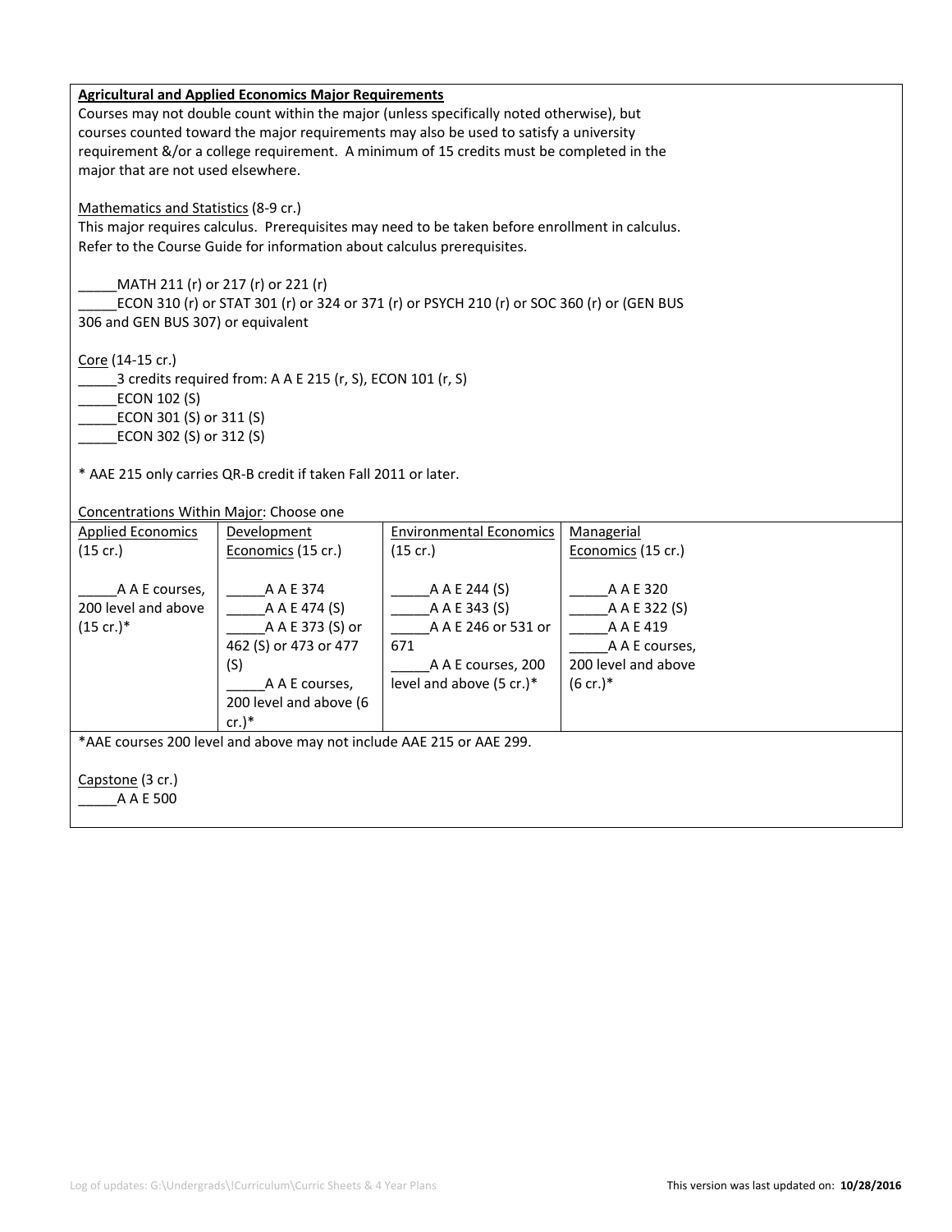**Agricultural and Applied Economics Major Requirements**

Courses may not double count within the major (unless specifically noted otherwise), but courses counted toward the major requirements may also be used to satisfy a university requirement &/or a college requirement. A minimum of 15 credits must be completed in the major that are not used elsewhere.

Mathematics and Statistics (8-9 cr.)

This major requires calculus. Prerequisites may need to be taken before enrollment in calculus. Refer to the Course Guide for information about calculus prerequisites.

_____MATH 211 (r) or 217 (r) or 221 (r)

_____ECON 310 (r) or STAT 301 (r) or 324 or 371 (r) or PSYCH 210 (r) or SOC 360 (r) or (GEN BUS 306 and GEN BUS 307) or equivalent

Core (14-15 cr.)

_____3 credits required from: A A E 215 (r, S), ECON 101 (r, S)

_____ECON 102 (S)

_____ECON 301 (S) or 311 (S)

_____ECON 302 (S) or 312 (S)

* AAE 215 only carries QR-B credit if taken Fall 2011 or later.

Concentrations Within Major: Choose one

| Applied Economics (15 cr.) | Development Economics (15 cr.) | Environmental Economics (15 cr.) | Managerial Economics (15 cr.) |
|---|---|---|---|
| _____A A E courses, 200 level and above (15 cr.)* | _____A A E 374<br>_____A A E 474 (S)<br>_____A A E 373 (S) or 462 (S) or 473 or 477 (S)<br>_____A A E courses, 200 level and above (6 cr.)* | _____A A E 244 (S)<br>_____A A E 343 (S)<br>_____A A E 246 or 531 or 671<br>_____A A E courses, 200 level and above (5 cr.)* | _____A A E 320<br>_____A A E 322 (S)<br>_____A A E 419<br>_____A A E courses, 200 level and above (6 cr.)* |

*AAE courses 200 level and above may not include AAE 215 or AAE 299.

Capstone (3 cr.)

_____A A E 500

Log of updates: G:\Undergrads\!Curriculum\Curric Sheets & 4 Year Plans

This version was last updated on: **10/28/2016**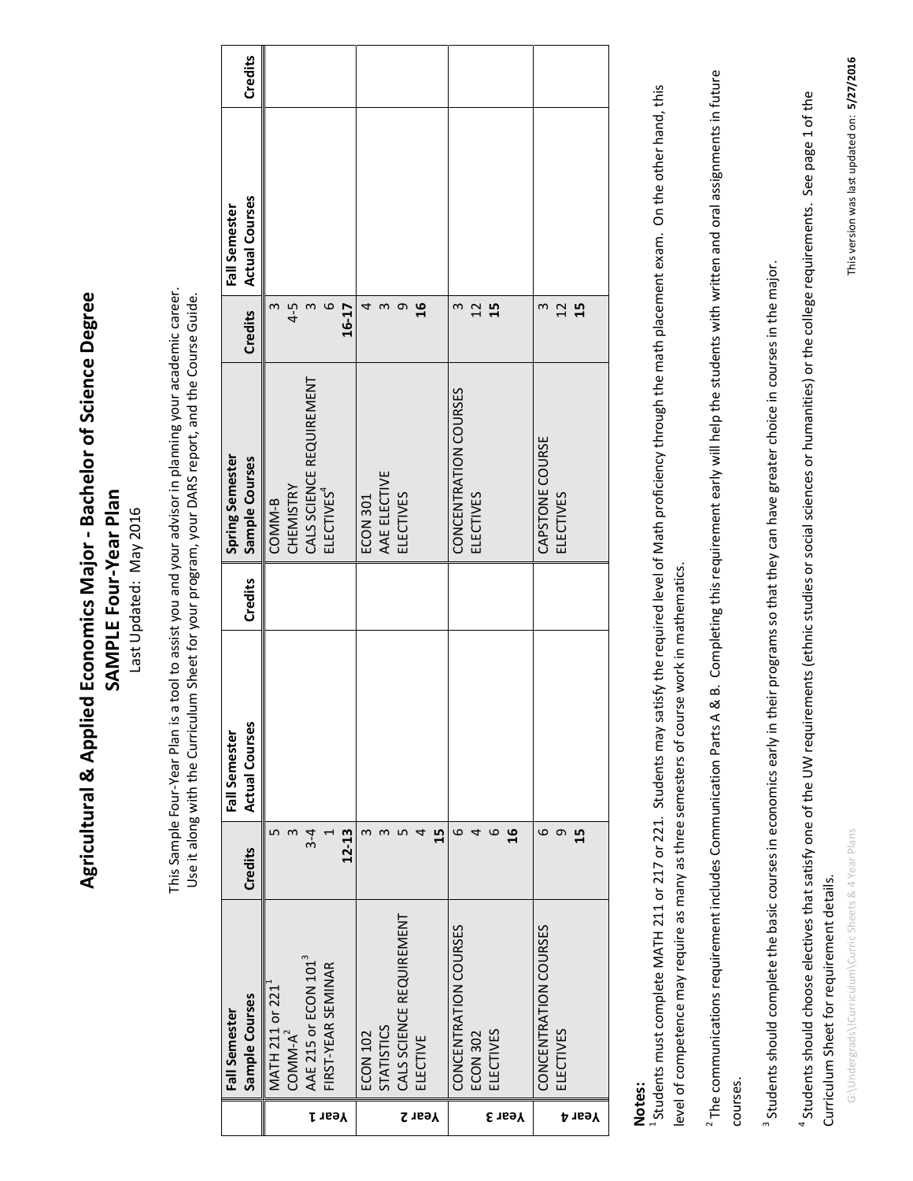# Agricultural & Applied Economics Major - Bachelor of Science Degree

## SAMPLE Four-Year Plan

Last Updated: May 2016

This Sample Four-Year Plan is a tool to assist you and your advisor in planning your academic career. Use it along with the Curriculum Sheet for your program, your DARS report, and the Course Guide.

| | Fall Semester Sample Courses | Credits | Fall Semester Actual Courses | Credits | Spring Semester Sample Courses | Credits | Fall Semester Actual Courses | Credits |
|---|---|---|---|---|---|---|---|---|
| Year 1 | MATH 211 or 221[1]<br>COMM-A[2]<br>AAE 215 or ECON 101[3]<br>FIRST-YEAR SEMINAR | 5<br>3<br>3-4<br>1<br>**12-13** | | | COMM-B<br>CHEMISTRY<br>CALS SCIENCE REQUIREMENT<br>ELECTIVES[4] | 3<br>4-5<br>3<br>6<br>**16-17** | | |
| Year 2 | ECON 102<br>STATISTICS<br>CALS SCIENCE REQUIREMENT<br>ELECTIVE | 3<br>3<br>5<br>4<br>**15** | | | ECON 301<br>AAE ELECTIVE<br>ELECTIVES | 4<br>3<br>9<br>**16** | | |
| Year 3 | CONCENTRATION COURSES<br>ECON 302<br>ELECTIVES | 6<br>4<br>6<br>**16** | | | CONCENTRATION COURSES<br>ELECTIVES | 3<br>12<br>**15** | | |
| Year 4 | CONCENTRATION COURSES<br>ELECTIVES | 6<br>9<br>**15** | | | CAPSTONE COURSE<br>ELECTIVES | 3<br>12<br>**15** | | |

**Notes:**

[1] Students must complete MATH 211 or 217 or 221. Students may satisfy the required level of Math proficiency through the math placement exam. On the other hand, this level of competence may require as many as three semesters of course work in mathematics.

[2] The communications requirement includes Communication Parts A & B. Completing this requirement early will help the students with written and oral assignments in future courses.

[3] Students should complete the basic courses in economics early in their programs so that they can have greater choice in courses in the major.

[4] Students should choose electives that satisfy one of the UW requirements (ethnic studies or social sciences or humanities) or the college requirements. See page 1 of the Curriculum Sheet for requirement details.

G:\Undergrads\Curriculum\Curric Sheets & 4 Year Plans

This version was last updated on: **5/27/2016**